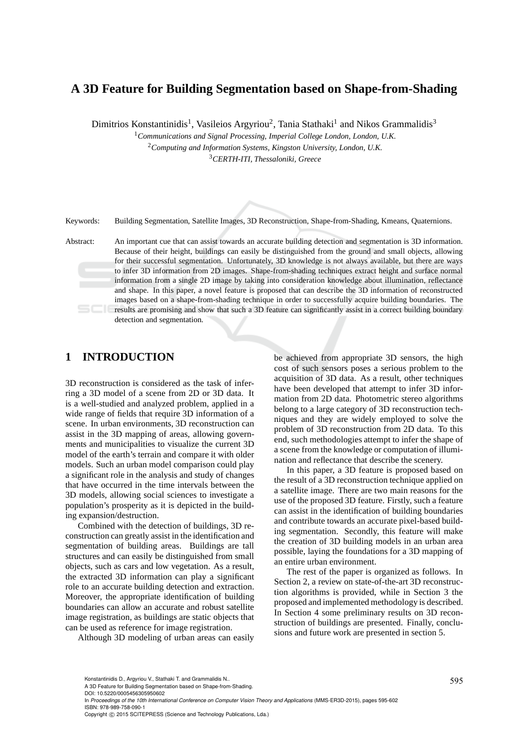// Page 1 of 8 — running footer with citation/DOI metadata omitted

# A 3D Feature for Building Segmentation based on Shape-from-Shading

Dimitrios Konstantinidis[1], Vasileios Argyriou[2], Tania Stathaki[1] and Nikos Grammalidis[3]

[1] *Communications and Signal Processing, Imperial College London, London, U.K.*

[2] *Computing and Information Systems, Kingston University, London, U.K.*

[3] *CERTH-ITI, Thessaloniki, Greece*

Keywords: Building Segmentation, Satellite Images, 3D Reconstruction, Shape-from-Shading, Kmeans, Quaternions.

Abstract: An important cue that can assist towards an accurate building detection and segmentation is 3D information. Because of their height, buildings can easily be distinguished from the ground and small objects, allowing for their successful segmentation. Unfortunately, 3D knowledge is not always available, but there are ways to infer 3D information from 2D images. Shape-from-shading techniques extract height and surface normal information from a single 2D image by taking into consideration knowledge about illumination, reflectance and shape. In this paper, a novel feature is proposed that can describe the 3D information of reconstructed images based on a shape-from-shading technique in order to successfully acquire building boundaries. The results are promising and show that such a 3D feature can significantly assist in a correct building boundary detection and segmentation.

## 1 INTRODUCTION

3D reconstruction is considered as the task of inferring a 3D model of a scene from 2D or 3D data. It is a well-studied and analyzed problem, applied in a wide range of fields that require 3D information of a scene. In urban environments, 3D reconstruction can assist in the 3D mapping of areas, allowing governments and municipalities to visualize the current 3D model of the earth's terrain and compare it with older models. Such an urban model comparison could play a significant role in the analysis and study of changes that have occurred in the time intervals between the 3D models, allowing social sciences to investigate a population's prosperity as it is depicted in the building expansion/destruction.

Combined with the detection of buildings, 3D reconstruction can greatly assist in the identification and segmentation of building areas. Buildings are tall structures and can easily be distinguished from small objects, such as cars and low vegetation. As a result, the extracted 3D information can play a significant role to an accurate building detection and extraction. Moreover, the appropriate identification of building boundaries can allow an accurate and robust satellite image registration, as buildings are static objects that can be used as reference for image registration.

Although 3D modeling of urban areas can easily be achieved from appropriate 3D sensors, the high cost of such sensors poses a serious problem to the acquisition of 3D data. As a result, other techniques have been developed that attempt to infer 3D information from 2D data. Photometric stereo algorithms belong to a large category of 3D reconstruction techniques and they are widely employed to solve the problem of 3D reconstruction from 2D data. To this end, such methodologies attempt to infer the shape of a scene from the knowledge or computation of illumination and reflectance that describe the scenery.

In this paper, a 3D feature is proposed based on the result of a 3D reconstruction technique applied on a satellite image. There are two main reasons for the use of the proposed 3D feature. Firstly, such a feature can assist in the identification of building boundaries and contribute towards an accurate pixel-based building segmentation. Secondly, this feature will make the creation of 3D building models in an urban area possible, laying the foundations for a 3D mapping of an entire urban environment.

The rest of the paper is organized as follows. In Section 2, a review on state-of-the-art 3D reconstruction algorithms is provided, while in Section 3 the proposed and implemented methodology is described. In Section 4 some preliminary results on 3D reconstruction of buildings are presented. Finally, conclusions and future work are presented in section 5.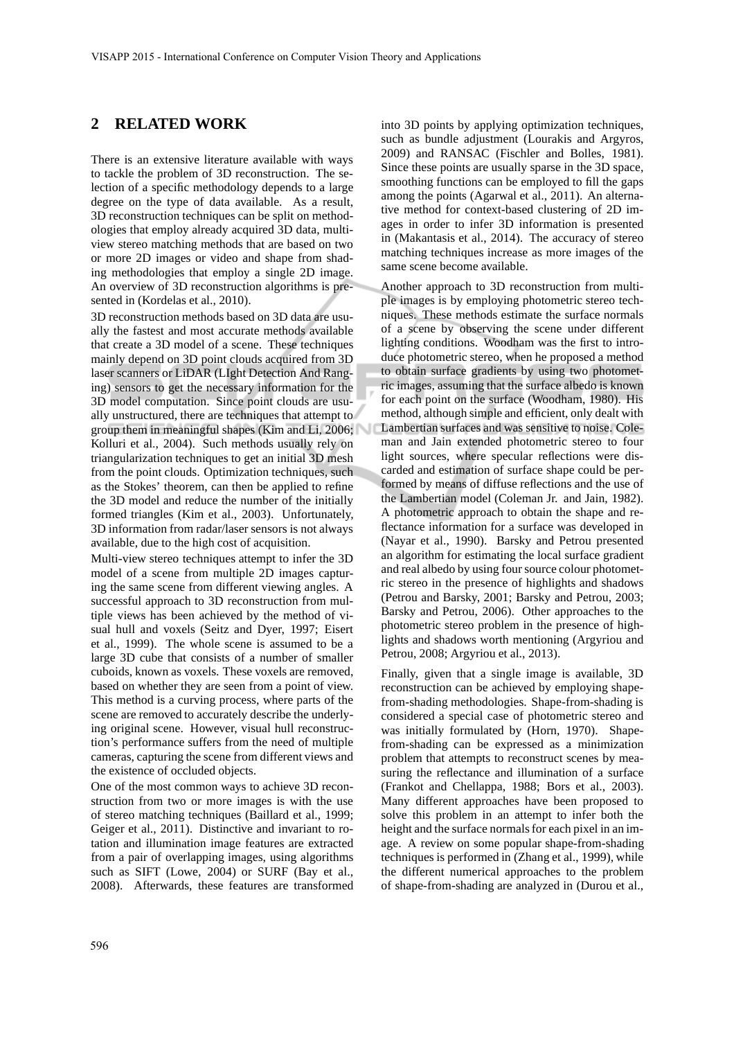## 2 RELATED WORK

There is an extensive literature available with ways to tackle the problem of 3D reconstruction. The selection of a specific methodology depends to a large degree on the type of data available. As a result, 3D reconstruction techniques can be split on methodologies that employ already acquired 3D data, multi-view stereo matching methods that are based on two or more 2D images or video and shape from shading methodologies that employ a single 2D image. An overview of 3D reconstruction algorithms is presented in (Kordelas et al., 2010).

3D reconstruction methods based on 3D data are usually the fastest and most accurate methods available that create a 3D model of a scene. These techniques mainly depend on 3D point clouds acquired from 3D laser scanners or LiDAR (LIght Detection And Ranging) sensors to get the necessary information for the 3D model computation. Since point clouds are usually unstructured, there are techniques that attempt to group them in meaningful shapes (Kim and Li, 2006; Kolluri et al., 2004). Such methods usually rely on triangularization techniques to get an initial 3D mesh from the point clouds. Optimization techniques, such as the Stokes' theorem, can then be applied to refine the 3D model and reduce the number of the initially formed triangles (Kim et al., 2003). Unfortunately, 3D information from radar/laser sensors is not always available, due to the high cost of acquisition.

Multi-view stereo techniques attempt to infer the 3D model of a scene from multiple 2D images capturing the same scene from different viewing angles. A successful approach to 3D reconstruction from multiple views has been achieved by the method of visual hull and voxels (Seitz and Dyer, 1997; Eisert et al., 1999). The whole scene is assumed to be a large 3D cube that consists of a number of smaller cuboids, known as voxels. These voxels are removed, based on whether they are seen from a point of view. This method is a curving process, where parts of the scene are removed to accurately describe the underlying original scene. However, visual hull reconstruction's performance suffers from the need of multiple cameras, capturing the scene from different views and the existence of occluded objects.

One of the most common ways to achieve 3D reconstruction from two or more images is with the use of stereo matching techniques (Baillard et al., 1999; Geiger et al., 2011). Distinctive and invariant to rotation and illumination image features are extracted from a pair of overlapping images, using algorithms such as SIFT (Lowe, 2004) or SURF (Bay et al., 2008). Afterwards, these features are transformed into 3D points by applying optimization techniques, such as bundle adjustment (Lourakis and Argyros, 2009) and RANSAC (Fischler and Bolles, 1981). Since these points are usually sparse in the 3D space, smoothing functions can be employed to fill the gaps among the points (Agarwal et al., 2011). An alternative method for context-based clustering of 2D images in order to infer 3D information is presented in (Makantasis et al., 2014). The accuracy of stereo matching techniques increase as more images of the same scene become available.

Another approach to 3D reconstruction from multiple images is by employing photometric stereo techniques. These methods estimate the surface normals of a scene by observing the scene under different lighting conditions. Woodham was the first to introduce photometric stereo, when he proposed a method to obtain surface gradients by using two photometric images, assuming that the surface albedo is known for each point on the surface (Woodham, 1980). His method, although simple and efficient, only dealt with Lambertian surfaces and was sensitive to noise. Coleman and Jain extended photometric stereo to four light sources, where specular reflections were discarded and estimation of surface shape could be performed by means of diffuse reflections and the use of the Lambertian model (Coleman Jr. and Jain, 1982). A photometric approach to obtain the shape and reflectance information for a surface was developed in (Nayar et al., 1990). Barsky and Petrou presented an algorithm for estimating the local surface gradient and real albedo by using four source colour photometric stereo in the presence of highlights and shadows (Petrou and Barsky, 2001; Barsky and Petrou, 2003; Barsky and Petrou, 2006). Other approaches to the photometric stereo problem in the presence of highlights and shadows worth mentioning (Argyriou and Petrou, 2008; Argyriou et al., 2013).

Finally, given that a single image is available, 3D reconstruction can be achieved by employing shape-from-shading methodologies. Shape-from-shading is considered a special case of photometric stereo and was initially formulated by (Horn, 1970). Shape-from-shading can be expressed as a minimization problem that attempts to reconstruct scenes by measuring the reflectance and illumination of a surface (Frankot and Chellappa, 1988; Bors et al., 2003). Many different approaches have been proposed to solve this problem in an attempt to infer both the height and the surface normals for each pixel in an image. A review on some popular shape-from-shading techniques is performed in (Zhang et al., 1999), while the different numerical approaches to the problem of shape-from-shading are analyzed in (Durou et al.,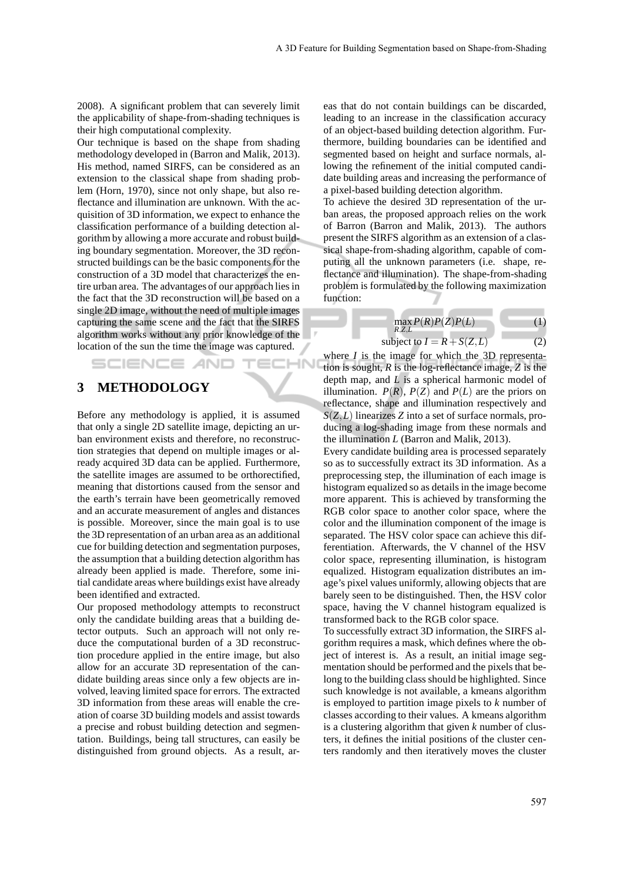2008). A significant problem that can severely limit the applicability of shape-from-shading techniques is their high computational complexity.

Our technique is based on the shape from shading methodology developed in (Barron and Malik, 2013). His method, named SIRFS, can be considered as an extension to the classical shape from shading problem (Horn, 1970), since not only shape, but also reflectance and illumination are unknown. With the acquisition of 3D information, we expect to enhance the classification performance of a building detection algorithm by allowing a more accurate and robust building boundary segmentation. Moreover, the 3D reconstructed buildings can be the basic components for the construction of a 3D model that characterizes the entire urban area. The advantages of our approach lies in the fact that the 3D reconstruction will be based on a single 2D image, without the need of multiple images capturing the same scene and the fact that the SIRFS algorithm works without any prior knowledge of the location of the sun the time the image was captured.

## 3 METHODOLOGY

Before any methodology is applied, it is assumed that only a single 2D satellite image, depicting an urban environment exists and therefore, no reconstruction strategies that depend on multiple images or already acquired 3D data can be applied. Furthermore, the satellite images are assumed to be orthorectified, meaning that distortions caused from the sensor and the earth's terrain have been geometrically removed and an accurate measurement of angles and distances is possible. Moreover, since the main goal is to use the 3D representation of an urban area as an additional cue for building detection and segmentation purposes, the assumption that a building detection algorithm has already been applied is made. Therefore, some initial candidate areas where buildings exist have already been identified and extracted.

Our proposed methodology attempts to reconstruct only the candidate building areas that a building detector outputs. Such an approach will not only reduce the computational burden of a 3D reconstruction procedure applied in the entire image, but also allow for an accurate 3D representation of the candidate building areas since only a few objects are involved, leaving limited space for errors. The extracted 3D information from these areas will enable the creation of coarse 3D building models and assist towards a precise and robust building detection and segmentation. Buildings, being tall structures, can easily be distinguished from ground objects. As a result, areas that do not contain buildings can be discarded, leading to an increase in the classification accuracy of an object-based building detection algorithm. Furthermore, building boundaries can be identified and segmented based on height and surface normals, allowing the refinement of the initial computed candidate building areas and increasing the performance of a pixel-based building detection algorithm.

To achieve the desired 3D representation of the urban areas, the proposed approach relies on the work of Barron (Barron and Malik, 2013). The authors present the SIRFS algorithm as an extension of a classical shape-from-shading algorithm, capable of computing all the unknown parameters (i.e. shape, reflectance and illumination). The shape-from-shading problem is formulated by the following maximization function:

$$\max_{R,Z,L} P(R)P(Z)P(L) \tag{1}$$

$$\text{subject to } I = R + S(Z,L) \tag{2}$$

where $I$ is the image for which the 3D representation is sought, $R$ is the log-reflectance image, $Z$ is the depth map, and $L$ is a spherical harmonic model of illumination. $P(R)$, $P(Z)$ and $P(L)$ are the priors on reflectance, shape and illumination respectively and $S(Z,L)$ linearizes $Z$ into a set of surface normals, producing a log-shading image from these normals and the illumination $L$ (Barron and Malik, 2013).

Every candidate building area is processed separately so as to successfully extract its 3D information. As a preprocessing step, the illumination of each image is histogram equalized so as details in the image become more apparent. This is achieved by transforming the RGB color space to another color space, where the color and the illumination component of the image is separated. The HSV color space can achieve this differentiation. Afterwards, the V channel of the HSV color space, representing illumination, is histogram equalized. Histogram equalization distributes an image's pixel values uniformly, allowing objects that are barely seen to be distinguished. Then, the HSV color space, having the V channel histogram equalized is transformed back to the RGB color space.

To successfully extract 3D information, the SIRFS algorithm requires a mask, which defines where the object of interest is. As a result, an initial image segmentation should be performed and the pixels that belong to the building class should be highlighted. Since such knowledge is not available, a kmeans algorithm is employed to partition image pixels to $k$ number of classes according to their values. A kmeans algorithm is a clustering algorithm that given $k$ number of clusters, it defines the initial positions of the cluster centers randomly and then iteratively moves the cluster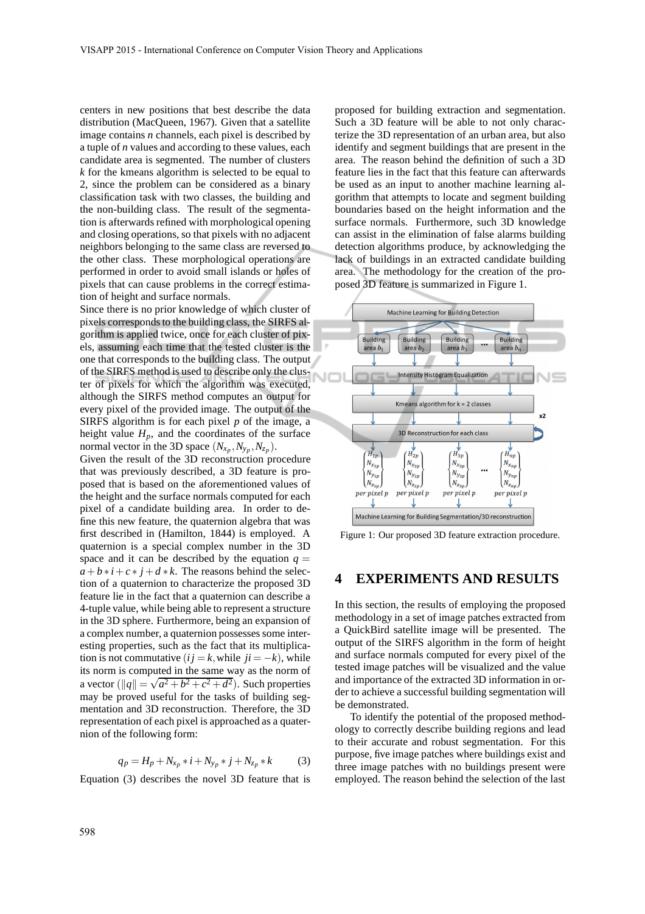centers in new positions that best describe the data distribution (MacQueen, 1967). Given that a satellite image contains $n$ channels, each pixel is described by a tuple of $n$ values and according to these values, each candidate area is segmented. The number of clusters $k$ for the kmeans algorithm is selected to be equal to 2, since the problem can be considered as a binary classification task with two classes, the building and the non-building class. The result of the segmentation is afterwards refined with morphological opening and closing operations, so that pixels with no adjacent neighbors belonging to the same class are reversed to the other class. These morphological operations are performed in order to avoid small islands or holes of pixels that can cause problems in the correct estimation of height and surface normals.

Since there is no prior knowledge of which cluster of pixels corresponds to the building class, the SIRFS algorithm is applied twice, once for each cluster of pixels, assuming each time that the tested cluster is the one that corresponds to the building class. The output of the SIRFS method is used to describe only the cluster of pixels for which the algorithm was executed, although the SIRFS method computes an output for every pixel of the provided image. The output of the SIRFS algorithm is for each pixel $p$ of the image, a height value $H_p$, and the coordinates of the surface normal vector in the 3D space $(N_{x_p}, N_{y_p}, N_{z_p})$.

Given the result of the 3D reconstruction procedure that was previously described, a 3D feature is proposed that is based on the aforementioned values of the height and the surface normals computed for each pixel of a candidate building area. In order to define this new feature, the quaternion algebra that was first described in (Hamilton, 1844) is employed. A quaternion is a special complex number in the 3D space and it can be described by the equation $q = a + b * i + c * j + d * k$. The reasons behind the selection of a quaternion to characterize the proposed 3D feature lie in the fact that a quaternion can describe a 4-tuple value, while being able to represent a structure in the 3D sphere. Furthermore, being an expansion of a complex number, a quaternion possesses some interesting properties, such as the fact that its multiplication is not commutative ($ij = k$, while $ji = -k$), while its norm is computed in the same way as the norm of a vector ($\|q\| = \sqrt{a^2 + b^2 + c^2 + d^2}$). Such properties may be proved useful for the tasks of building segmentation and 3D reconstruction. Therefore, the 3D representation of each pixel is approached as a quaternion of the following form:

$$q_p = H_p + N_{x_p} * i + N_{y_p} * j + N_{z_p} * k \qquad (3)$$

Equation (3) describes the novel 3D feature that is proposed for building extraction and segmentation. Such a 3D feature will be able to not only characterize the 3D representation of an urban area, but also identify and segment buildings that are present in the area. The reason behind the definition of such a 3D feature lies in the fact that this feature can afterwards be used as an input to another machine learning algorithm that attempts to locate and segment building boundaries based on the height information and the surface normals. Furthermore, such 3D knowledge can assist in the elimination of false alarms building detection algorithms produce, by acknowledging the lack of buildings in an extracted candidate building area. The methodology for the creation of the proposed 3D feature is summarized in Figure 1.

Figure 1: Our proposed 3D feature extraction procedure.

## 4 EXPERIMENTS AND RESULTS

In this section, the results of employing the proposed methodology in a set of image patches extracted from a QuickBird satellite image will be presented. The output of the SIRFS algorithm in the form of height and surface normals computed for every pixel of the tested image patches will be visualized and the value and importance of the extracted 3D information in order to achieve a successful building segmentation will be demonstrated.

To identify the potential of the proposed methodology to correctly describe building regions and lead to their accurate and robust segmentation. For this purpose, five image patches where buildings exist and three image patches with no buildings present were employed. The reason behind the selection of the last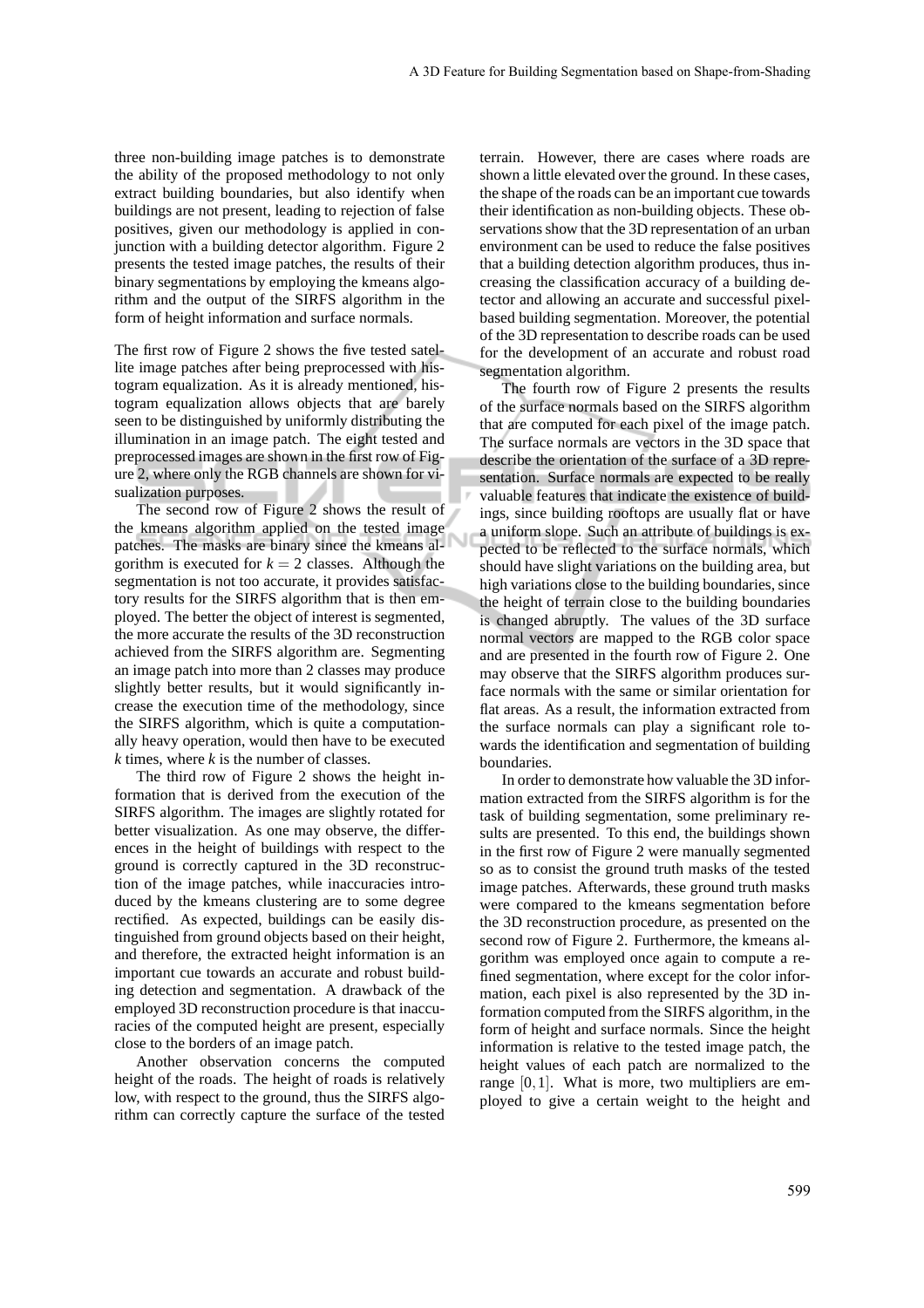three non-building image patches is to demonstrate the ability of the proposed methodology to not only extract building boundaries, but also identify when buildings are not present, leading to rejection of false positives, given our methodology is applied in conjunction with a building detector algorithm. Figure 2 presents the tested image patches, the results of their binary segmentations by employing the kmeans algorithm and the output of the SIRFS algorithm in the form of height information and surface normals.

The first row of Figure 2 shows the five tested satellite image patches after being preprocessed with histogram equalization. As it is already mentioned, histogram equalization allows objects that are barely seen to be distinguished by uniformly distributing the illumination in an image patch. The eight tested and preprocessed images are shown in the first row of Figure 2, where only the RGB channels are shown for visualization purposes.

The second row of Figure 2 shows the result of the kmeans algorithm applied on the tested image patches. The masks are binary since the kmeans algorithm is executed for $k = 2$ classes. Although the segmentation is not too accurate, it provides satisfactory results for the SIRFS algorithm that is then employed. The better the object of interest is segmented, the more accurate the results of the 3D reconstruction achieved from the SIRFS algorithm are. Segmenting an image patch into more than 2 classes may produce slightly better results, but it would significantly increase the execution time of the methodology, since the SIRFS algorithm, which is quite a computationally heavy operation, would then have to be executed $k$ times, where $k$ is the number of classes.

The third row of Figure 2 shows the height information that is derived from the execution of the SIRFS algorithm. The images are slightly rotated for better visualization. As one may observe, the differences in the height of buildings with respect to the ground is correctly captured in the 3D reconstruction of the image patches, while inaccuracies introduced by the kmeans clustering are to some degree rectified. As expected, buildings can be easily distinguished from ground objects based on their height, and therefore, the extracted height information is an important cue towards an accurate and robust building detection and segmentation. A drawback of the employed 3D reconstruction procedure is that inaccuracies of the computed height are present, especially close to the borders of an image patch.

Another observation concerns the computed height of the roads. The height of roads is relatively low, with respect to the ground, thus the SIRFS algorithm can correctly capture the surface of the tested terrain. However, there are cases where roads are shown a little elevated over the ground. In these cases, the shape of the roads can be an important cue towards their identification as non-building objects. These observations show that the 3D representation of an urban environment can be used to reduce the false positives that a building detection algorithm produces, thus increasing the classification accuracy of a building detector and allowing an accurate and successful pixel-based building segmentation. Moreover, the potential of the 3D representation to describe roads can be used for the development of an accurate and robust road segmentation algorithm.

The fourth row of Figure 2 presents the results of the surface normals based on the SIRFS algorithm that are computed for each pixel of the image patch. The surface normals are vectors in the 3D space that describe the orientation of the surface of a 3D representation. Surface normals are expected to be really valuable features that indicate the existence of buildings, since building rooftops are usually flat or have a uniform slope. Such an attribute of buildings is expected to be reflected to the surface normals, which should have slight variations on the building area, but high variations close to the building boundaries, since the height of terrain close to the building boundaries is changed abruptly. The values of the 3D surface normal vectors are mapped to the RGB color space and are presented in the fourth row of Figure 2. One may observe that the SIRFS algorithm produces surface normals with the same or similar orientation for flat areas. As a result, the information extracted from the surface normals can play a significant role towards the identification and segmentation of building boundaries.

In order to demonstrate how valuable the 3D information extracted from the SIRFS algorithm is for the task of building segmentation, some preliminary results are presented. To this end, the buildings shown in the first row of Figure 2 were manually segmented so as to consist the ground truth masks of the tested image patches. Afterwards, these ground truth masks were compared to the kmeans segmentation before the 3D reconstruction procedure, as presented on the second row of Figure 2. Furthermore, the kmeans algorithm was employed once again to compute a refined segmentation, where except for the color information, each pixel is also represented by the 3D information computed from the SIRFS algorithm, in the form of height and surface normals. Since the height information is relative to the tested image patch, the height values of each patch are normalized to the range $[0,1]$. What is more, two multipliers are employed to give a certain weight to the height and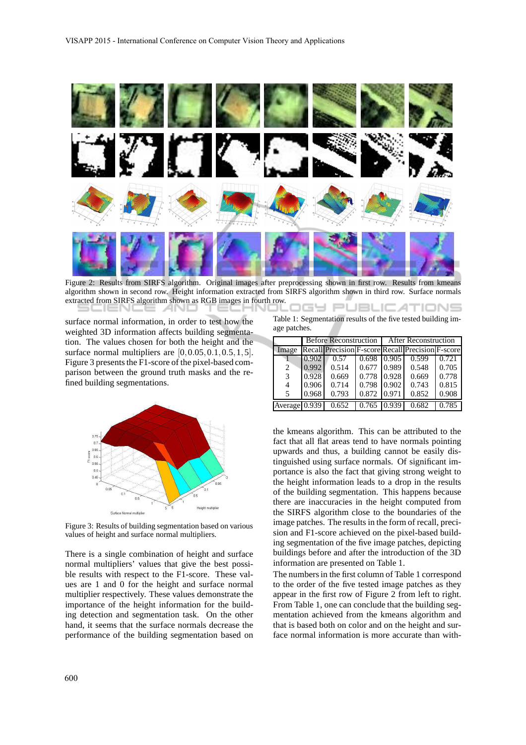Figure 2: Results from SIRFS algorithm. Original images after preprocessing shown in first row. Results from kmeans algorithm shown in second row. Height information extracted from SIRFS algorithm shown in third row. Surface normals extracted from SIRFS algorithm shown as RGB images in fourth row.

surface normal information, in order to test how the weighted 3D information affects building segmentation. The values chosen for both the height and the surface normal multipliers are $[0, 0.05, 0.1, 0.5, 1, 5]$. Figure 3 presents the F1-score of the pixel-based comparison between the ground truth masks and the refined building segmentations.

Figure 3: Results of building segmentation based on various values of height and surface normal multipliers.

There is a single combination of height and surface normal multipliers' values that give the best possible results with respect to the F1-score. These values are 1 and 0 for the height and surface normal multiplier respectively. These values demonstrate the importance of the height information for the building detection and segmentation task. On the other hand, it seems that the surface normals decrease the performance of the building segmentation based on the kmeans algorithm. This can be attributed to the fact that all flat areas tend to have normals pointing upwards and thus, a building cannot be easily distinguished using surface normals. Of significant importance is also the fact that giving strong weight to the height information leads to a drop in the results of the building segmentation. This happens because there are inaccuracies in the height computed from the SIRFS algorithm close to the boundaries of the image patches. The results in the form of recall, precision and F1-score achieved on the pixel-based building segmentation of the five image patches, depicting buildings before and after the introduction of the 3D information are presented on Table 1.

Table 1: Segmentation results of the five tested building image patches.

| | Before Reconstruction | | | After Reconstruction | | |
|---|---|---|---|---|---|---|
| Image | Recall | Precision | F-score | Recall | Precision | F-score |
| 1 | 0.902 | 0.57 | 0.698 | 0.905 | 0.599 | 0.721 |
| 2 | 0.992 | 0.514 | 0.677 | 0.989 | 0.548 | 0.705 |
| 3 | 0.928 | 0.669 | 0.778 | 0.928 | 0.669 | 0.778 |
| 4 | 0.906 | 0.714 | 0.798 | 0.902 | 0.743 | 0.815 |
| 5 | 0.968 | 0.793 | 0.872 | 0.971 | 0.852 | 0.908 |
| Average | 0.939 | 0.652 | 0.765 | 0.939 | 0.682 | 0.785 |

The numbers in the first column of Table 1 correspond to the order of the five tested image patches as they appear in the first row of Figure 2 from left to right. From Table 1, one can conclude that the building segmentation achieved from the kmeans algorithm and that is based both on color and on the height and surface normal information is more accurate than with-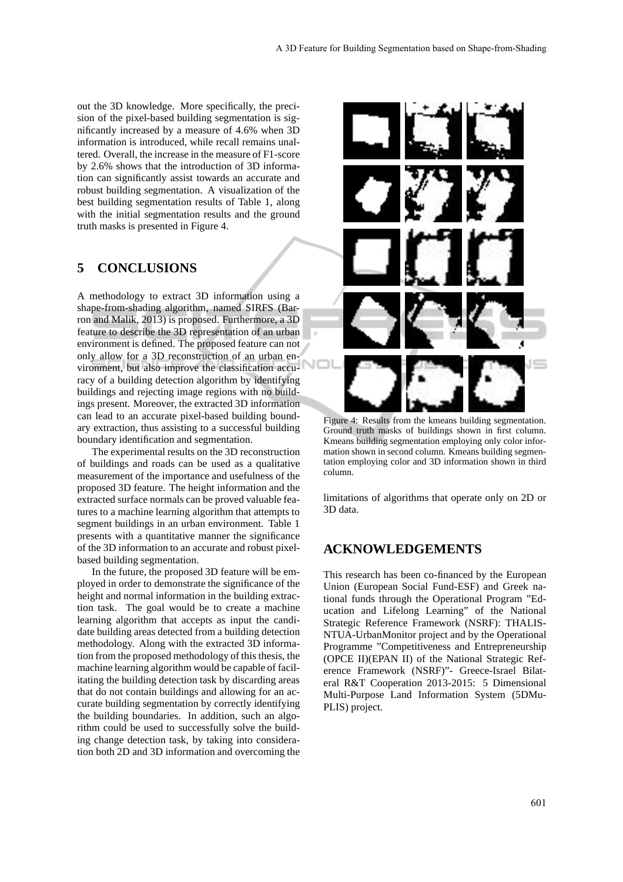out the 3D knowledge. More specifically, the precision of the pixel-based building segmentation is significantly increased by a measure of 4.6% when 3D information is introduced, while recall remains unaltered. Overall, the increase in the measure of F1-score by 2.6% shows that the introduction of 3D information can significantly assist towards an accurate and robust building segmentation. A visualization of the best building segmentation results of Table 1, along with the initial segmentation results and the ground truth masks is presented in Figure 4.

## 5 CONCLUSIONS

A methodology to extract 3D information using a shape-from-shading algorithm, named SIRFS (Barron and Malik, 2013) is proposed. Furthermore, a 3D feature to describe the 3D representation of an urban environment is defined. The proposed feature can not only allow for a 3D reconstruction of an urban environment, but also improve the classification accuracy of a building detection algorithm by identifying buildings and rejecting image regions with no buildings present. Moreover, the extracted 3D information can lead to an accurate pixel-based building boundary extraction, thus assisting to a successful building boundary identification and segmentation.

The experimental results on the 3D reconstruction of buildings and roads can be used as a qualitative measurement of the importance and usefulness of the proposed 3D feature. The height information and the extracted surface normals can be proved valuable features to a machine learning algorithm that attempts to segment buildings in an urban environment. Table 1 presents with a quantitative manner the significance of the 3D information to an accurate and robust pixel-based building segmentation.

In the future, the proposed 3D feature will be employed in order to demonstrate the significance of the height and normal information in the building extraction task. The goal would be to create a machine learning algorithm that accepts as input the candidate building areas detected from a building detection methodology. Along with the extracted 3D information from the proposed methodology of this thesis, the machine learning algorithm would be capable of facilitating the building detection task by discarding areas that do not contain buildings and allowing for an accurate building segmentation by correctly identifying the building boundaries. In addition, such an algorithm could be used to successfully solve the building change detection task, by taking into consideration both 2D and 3D information and overcoming the limitations of algorithms that operate only on 2D or 3D data.

Figure 4: Results from the kmeans building segmentation. Ground truth masks of buildings shown in first column. Kmeans building segmentation employing only color information shown in second column. Kmeans building segmentation employing color and 3D information shown in third column.

## ACKNOWLEDGEMENTS

This research has been co-financed by the European Union (European Social Fund-ESF) and Greek national funds through the Operational Program "Education and Lifelong Learning" of the National Strategic Reference Framework (NSRF): THALIS-NTUA-UrbanMonitor project and by the Operational Programme "Competitiveness and Entrepreneurship (OPCE II)(EPAN II) of the National Strategic Reference Framework (NSRF)"- Greece-Israel Bilateral R&T Cooperation 2013-2015: 5 Dimensional Multi-Purpose Land Information System (5DMuPLIS) project.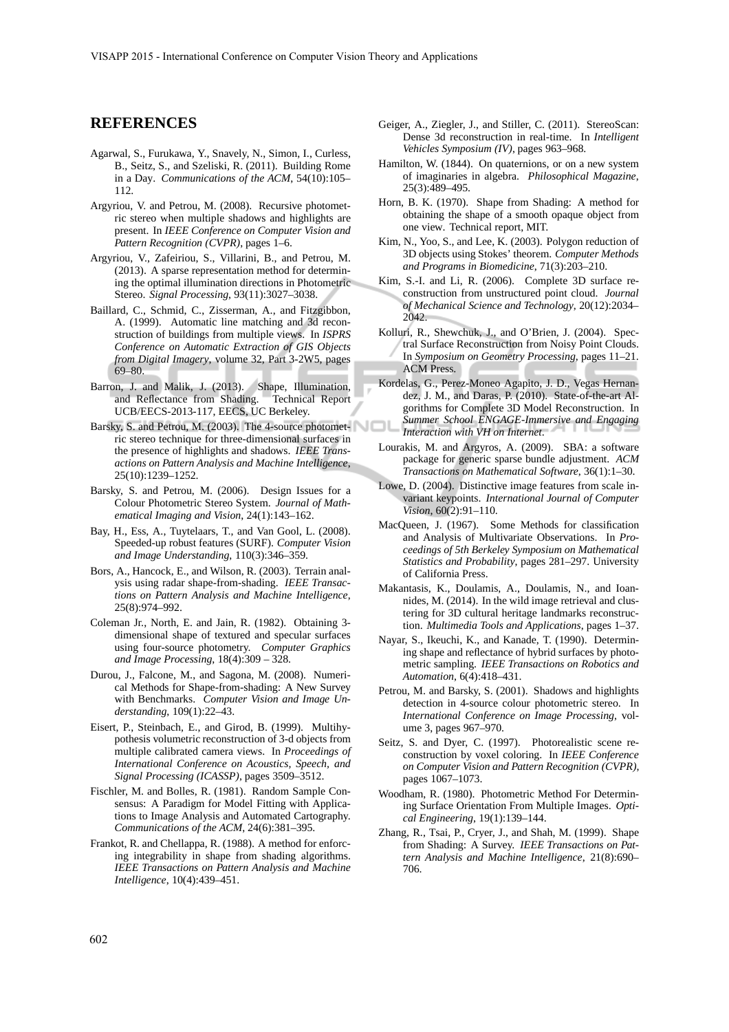## REFERENCES

Agarwal, S., Furukawa, Y., Snavely, N., Simon, I., Curless, B., Seitz, S., and Szeliski, R. (2011). Building Rome in a Day. *Communications of the ACM*, 54(10):105–112.

Argyriou, V. and Petrou, M. (2008). Recursive photometric stereo when multiple shadows and highlights are present. In *IEEE Conference on Computer Vision and Pattern Recognition (CVPR)*, pages 1–6.

Argyriou, V., Zafeiriou, S., Villarini, B., and Petrou, M. (2013). A sparse representation method for determining the optimal illumination directions in Photometric Stereo. *Signal Processing*, 93(11):3027–3038.

Baillard, C., Schmid, C., Zisserman, A., and Fitzgibbon, A. (1999). Automatic line matching and 3d reconstruction of buildings from multiple views. In *ISPRS Conference on Automatic Extraction of GIS Objects from Digital Imagery*, volume 32, Part 3-2W5, pages 69–80.

Barron, J. and Malik, J. (2013). Shape, Illumination, and Reflectance from Shading. Technical Report UCB/EECS-2013-117, EECS, UC Berkeley.

Barsky, S. and Petrou, M. (2003). The 4-source photometric stereo technique for three-dimensional surfaces in the presence of highlights and shadows. *IEEE Transactions on Pattern Analysis and Machine Intelligence*, 25(10):1239–1252.

Barsky, S. and Petrou, M. (2006). Design Issues for a Colour Photometric Stereo System. *Journal of Mathematical Imaging and Vision*, 24(1):143–162.

Bay, H., Ess, A., Tuytelaars, T., and Van Gool, L. (2008). Speeded-up robust features (SURF). *Computer Vision and Image Understanding*, 110(3):346–359.

Bors, A., Hancock, E., and Wilson, R. (2003). Terrain analysis using radar shape-from-shading. *IEEE Transactions on Pattern Analysis and Machine Intelligence*, 25(8):974–992.

Coleman Jr., North, E. and Jain, R. (1982). Obtaining 3-dimensional shape of textured and specular surfaces using four-source photometry. *Computer Graphics and Image Processing*, 18(4):309 – 328.

Durou, J., Falcone, M., and Sagona, M. (2008). Numerical Methods for Shape-from-shading: A New Survey with Benchmarks. *Computer Vision and Image Understanding*, 109(1):22–43.

Eisert, P., Steinbach, E., and Girod, B. (1999). Multihypothesis volumetric reconstruction of 3-d objects from multiple calibrated camera views. In *Proceedings of International Conference on Acoustics, Speech, and Signal Processing (ICASSP)*, pages 3509–3512.

Fischler, M. and Bolles, R. (1981). Random Sample Consensus: A Paradigm for Model Fitting with Applications to Image Analysis and Automated Cartography. *Communications of the ACM*, 24(6):381–395.

Frankot, R. and Chellappa, R. (1988). A method for enforcing integrability in shape from shading algorithms. *IEEE Transactions on Pattern Analysis and Machine Intelligence*, 10(4):439–451.

Geiger, A., Ziegler, J., and Stiller, C. (2011). StereoScan: Dense 3d reconstruction in real-time. In *Intelligent Vehicles Symposium (IV)*, pages 963–968.

Hamilton, W. (1844). On quaternions, or on a new system of imaginaries in algebra. *Philosophical Magazine*, 25(3):489–495.

Horn, B. K. (1970). Shape from Shading: A method for obtaining the shape of a smooth opaque object from one view. Technical report, MIT.

Kim, N., Yoo, S., and Lee, K. (2003). Polygon reduction of 3D objects using Stokes' theorem. *Computer Methods and Programs in Biomedicine*, 71(3):203–210.

Kim, S.-I. and Li, R. (2006). Complete 3D surface reconstruction from unstructured point cloud. *Journal of Mechanical Science and Technology*, 20(12):2034–2042.

Kolluri, R., Shewchuk, J., and O'Brien, J. (2004). Spectral Surface Reconstruction from Noisy Point Clouds. In *Symposium on Geometry Processing*, pages 11–21. ACM Press.

Kordelas, G., Perez-Moneo Agapito, J. D., Vegas Hernandez, J. M., and Daras, P. (2010). State-of-the-art Algorithms for Complete 3D Model Reconstruction. In *Summer School ENGAGE-Immersive and Engaging Interaction with VH on Internet*.

Lourakis, M. and Argyros, A. (2009). SBA: a software package for generic sparse bundle adjustment. *ACM Transactions on Mathematical Software*, 36(1):1–30.

Lowe, D. (2004). Distinctive image features from scale invariant keypoints. *International Journal of Computer Vision*, 60(2):91–110.

MacQueen, J. (1967). Some Methods for classification and Analysis of Multivariate Observations. In *Proceedings of 5th Berkeley Symposium on Mathematical Statistics and Probability*, pages 281–297. University of California Press.

Makantasis, K., Doulamis, A., Doulamis, N., and Ioannides, M. (2014). In the wild image retrieval and clustering for 3D cultural heritage landmarks reconstruction. *Multimedia Tools and Applications*, pages 1–37.

Nayar, S., Ikeuchi, K., and Kanade, T. (1990). Determining shape and reflectance of hybrid surfaces by photometric sampling. *IEEE Transactions on Robotics and Automation*, 6(4):418–431.

Petrou, M. and Barsky, S. (2001). Shadows and highlights detection in 4-source colour photometric stereo. In *International Conference on Image Processing*, volume 3, pages 967–970.

Seitz, S. and Dyer, C. (1997). Photorealistic scene reconstruction by voxel coloring. In *IEEE Conference on Computer Vision and Pattern Recognition (CVPR)*, pages 1067–1073.

Woodham, R. (1980). Photometric Method For Determining Surface Orientation From Multiple Images. *Optical Engineering*, 19(1):139–144.

Zhang, R., Tsai, P., Cryer, J., and Shah, M. (1999). Shape from Shading: A Survey. *IEEE Transactions on Pattern Analysis and Machine Intelligence*, 21(8):690–706.